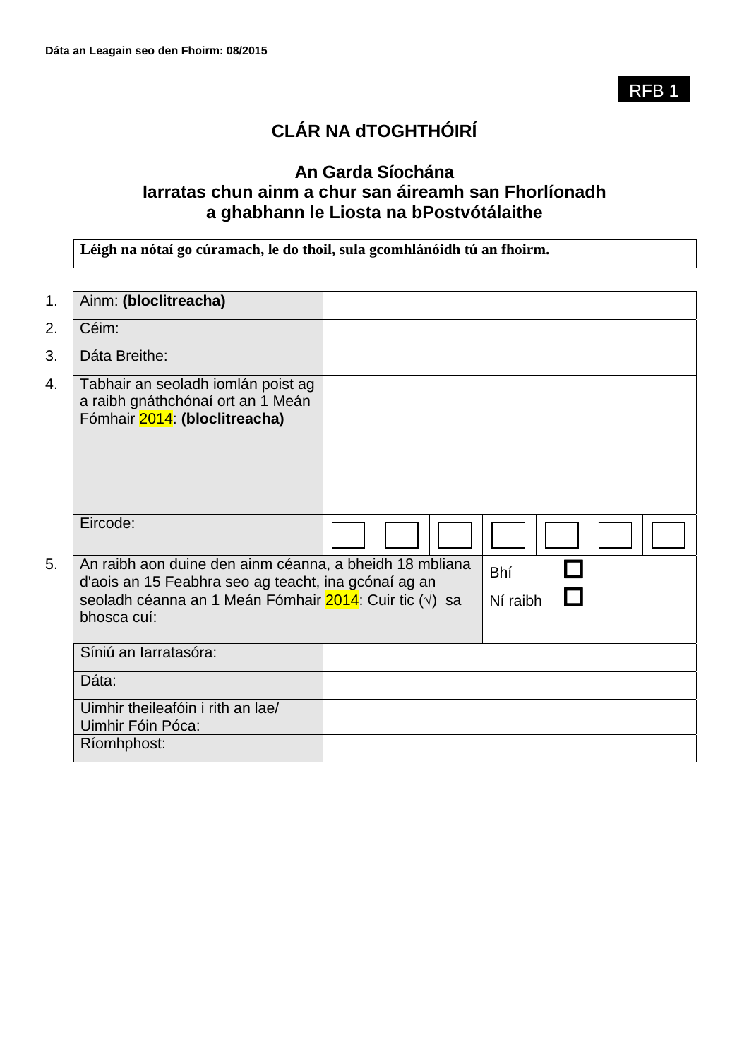Dáta an Leagain seo den Fhoirm: 08/2015

RFB 1

# CLÁR NA dTOGHTHÓIRÍ

## An Garda Síochána
## Iarratas chun ainm a chur san áireamh san Fhorlíonadh a ghabhann le Liosta na bPostvótálaithe

**Léigh na nótaí go cúramach, le do thoil, sula gcomhlánóidh tú an fhoirm.**

| | | |
|---|---|---|
| 1. | Ainm: **(bloclitreacha)** | |
| 2. | Céim: | |
| 3. | Dáta Breithe: | |
| 4. | Tabhair an seoladh iomlán poist ag a raibh gnáthchónaí ort an 1 Meán Fómhair 2014: **(bloclitreacha)** | |
| | Eircode: | ☐ ☐ ☐ ☐ ☐ ☐ ☐ |
| 5. | An raibh aon duine den ainm céanna, a bheidh 18 mbliana d'aois an 15 Feabhra seo ag teacht, ina gcónaí ag an seoladh céanna an 1 Meán Fómhair 2014: Cuir tic (√) sa bhosca cuí: | Bhí ☐<br>Ní raibh ☐ |
| | Síniú an Iarratasóra: | |
| | Dáta: | |
| | Uimhir theileafóin i rith an lae/ Uimhir Fóin Póca: | |
| | Ríomhphost: | |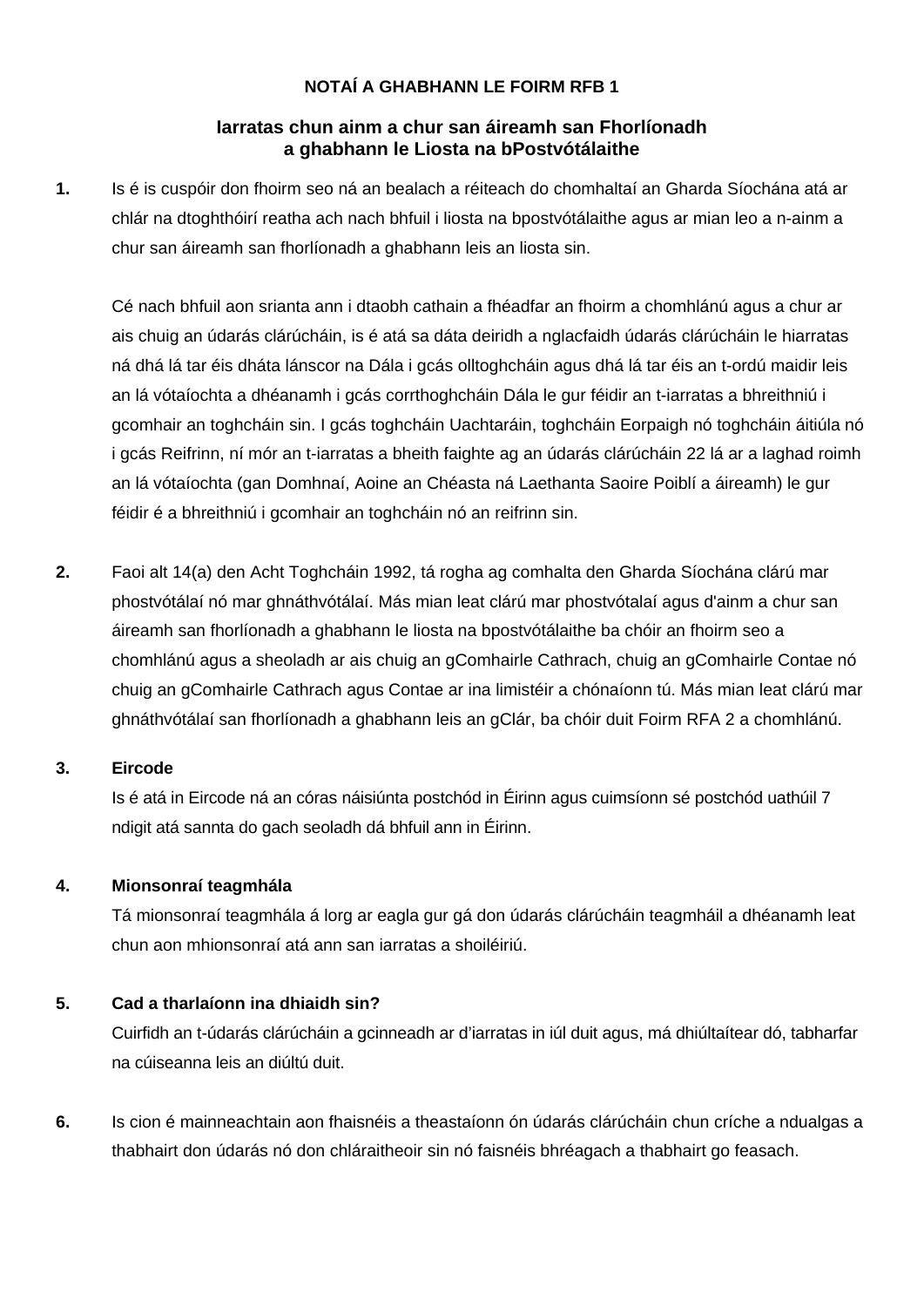**NOTAÍ A GHABHANN LE FOIRM RFB 1**

**Iarratas chun ainm a chur san áireamh san Fhorlíonadh a ghabhann le Liosta na bPostvótálaithe**

**1.** Is é is cuspóir don fhoirm seo ná an bealach a réiteach do chomhaltaí an Gharda Síochána atá ar chlár na dtoghthóirí reatha ach nach bhfuil i liosta na bpostvótálaithe agus ar mian leo a n-ainm a chur san áireamh san fhorlíonadh a ghabhann leis an liosta sin.

Cé nach bhfuil aon srianta ann i dtaobh cathain a fhéadfar an fhoirm a chomhlánú agus a chur ar ais chuig an údarás clárúcháin, is é atá sa dáta deiridh a nglacfaidh údarás clárúcháin le hiarratas ná dhá lá tar éis dháta lánscor na Dála i gcás olltoghcháin agus dhá lá tar éis an t-ordú maidir leis an lá vótaíochta a dhéanamh i gcás corrthoghcháin Dála le gur féidir an t-iarratas a bhreithniú i gcomhair an toghcháin sin. I gcás toghcháin Uachtaráin, toghcháin Eorpaigh nó toghcháin áitiúla nó i gcás Reifrinn, ní mór an t-iarratas a bheith faighte ag an údarás clárúcháin 22 lá ar a laghad roimh an lá vótaíochta (gan Domhnaí, Aoine an Chéasta ná Laethanta Saoire Poiblí a áireamh) le gur féidir é a bhreithniú i gcomhair an toghcháin nó an reifrinn sin.

**2.** Faoi alt 14(a) den Acht Toghcháin 1992, tá rogha ag comhalta den Gharda Síochána clárú mar phostvótálaí nó mar ghnáthvótálaí. Más mian leat clárú mar phostvótalaí agus d'ainm a chur san áireamh san fhorlíonadh a ghabhann le liosta na bpostvótálaithe ba chóir an fhoirm seo a chomhlánú agus a sheoladh ar ais chuig an gComhairle Cathrach, chuig an gComhairle Contae nó chuig an gComhairle Cathrach agus Contae ar ina limistéir a chónaíonn tú. Más mian leat clárú mar ghnáthvótálaí san fhorlíonadh a ghabhann leis an gClár, ba chóir duit Foirm RFA 2 a chomhlánú.

**3. Eircode**

Is é atá in Eircode ná an córas náisiúnta postchód in Éirinn agus cuimsíonn sé postchód uathúil 7 ndigit atá sannta do gach seoladh dá bhfuil ann in Éirinn.

**4. Mionsonraí teagmhála**

Tá mionsonraí teagmhála á lorg ar eagla gur gá don údarás clárúcháin teagmháil a dhéanamh leat chun aon mhionsonraí atá ann san iarratas a shoiléiriú.

**5. Cad a tharlaíonn ina dhiaidh sin?**

Cuirfidh an t-údarás clárúcháin a gcinneadh ar d'iarratas in iúl duit agus, má dhiúltaítear dó, tabharfar na cúiseanna leis an diúltú duit.

**6.** Is cion é mainneachtain aon fhaisnéis a theastaíonn ón údarás clárúcháin chun críche a ndualgas a thabhairt don údarás nó don chláraitheoir sin nó faisnéis bhréagach a thabhairt go feasach.